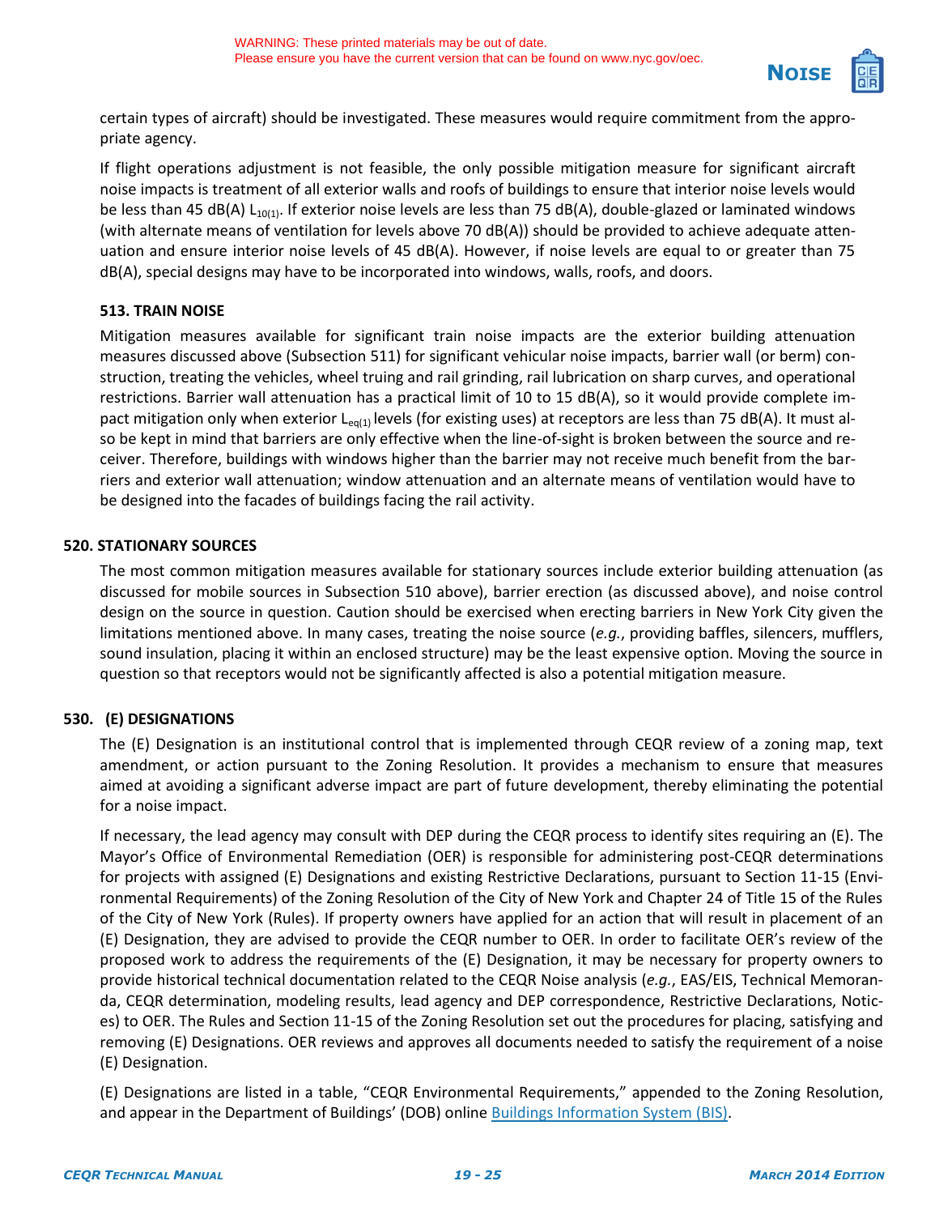certain types of aircraft) should be investigated. These measures would require commitment from the appropriate agency.

If flight operations adjustment is not feasible, the only possible mitigation measure for significant aircraft noise impacts is treatment of all exterior walls and roofs of buildings to ensure that interior noise levels would be less than 45 dB(A) $L_{10(1)}$. If exterior noise levels are less than 75 dB(A), double-glazed or laminated windows (with alternate means of ventilation for levels above 70 dB(A)) should be provided to achieve adequate attenuation and ensure interior noise levels of 45 dB(A). However, if noise levels are equal to or greater than 75 dB(A), special designs may have to be incorporated into windows, walls, roofs, and doors.

### 513. TRAIN NOISE

Mitigation measures available for significant train noise impacts are the exterior building attenuation measures discussed above (Subsection 511) for significant vehicular noise impacts, barrier wall (or berm) construction, treating the vehicles, wheel truing and rail grinding, rail lubrication on sharp curves, and operational restrictions. Barrier wall attenuation has a practical limit of 10 to 15 dB(A), so it would provide complete impact mitigation only when exterior $L_{eq(1)}$ levels (for existing uses) at receptors are less than 75 dB(A). It must also be kept in mind that barriers are only effective when the line-of-sight is broken between the source and receiver. Therefore, buildings with windows higher than the barrier may not receive much benefit from the barriers and exterior wall attenuation; window attenuation and an alternate means of ventilation would have to be designed into the facades of buildings facing the rail activity.

## 520. STATIONARY SOURCES

The most common mitigation measures available for stationary sources include exterior building attenuation (as discussed for mobile sources in Subsection 510 above), barrier erection (as discussed above), and noise control design on the source in question. Caution should be exercised when erecting barriers in New York City given the limitations mentioned above. In many cases, treating the noise source (*e.g.*, providing baffles, silencers, mufflers, sound insulation, placing it within an enclosed structure) may be the least expensive option. Moving the source in question so that receptors would not be significantly affected is also a potential mitigation measure.

## 530. (E) DESIGNATIONS

The (E) Designation is an institutional control that is implemented through CEQR review of a zoning map, text amendment, or action pursuant to the Zoning Resolution. It provides a mechanism to ensure that measures aimed at avoiding a significant adverse impact are part of future development, thereby eliminating the potential for a noise impact.

If necessary, the lead agency may consult with DEP during the CEQR process to identify sites requiring an (E). The Mayor's Office of Environmental Remediation (OER) is responsible for administering post-CEQR determinations for projects with assigned (E) Designations and existing Restrictive Declarations, pursuant to Section 11-15 (Environmental Requirements) of the Zoning Resolution of the City of New York and Chapter 24 of Title 15 of the Rules of the City of New York (Rules). If property owners have applied for an action that will result in placement of an (E) Designation, they are advised to provide the CEQR number to OER. In order to facilitate OER's review of the proposed work to address the requirements of the (E) Designation, it may be necessary for property owners to provide historical technical documentation related to the CEQR Noise analysis (*e.g.*, EAS/EIS, Technical Memoranda, CEQR determination, modeling results, lead agency and DEP correspondence, Restrictive Declarations, Notices) to OER. The Rules and Section 11-15 of the Zoning Resolution set out the procedures for placing, satisfying and removing (E) Designations. OER reviews and approves all documents needed to satisfy the requirement of a noise (E) Designation.

(E) Designations are listed in a table, "CEQR Environmental Requirements," appended to the Zoning Resolution, and appear in the Department of Buildings' (DOB) online Buildings Information System (BIS).